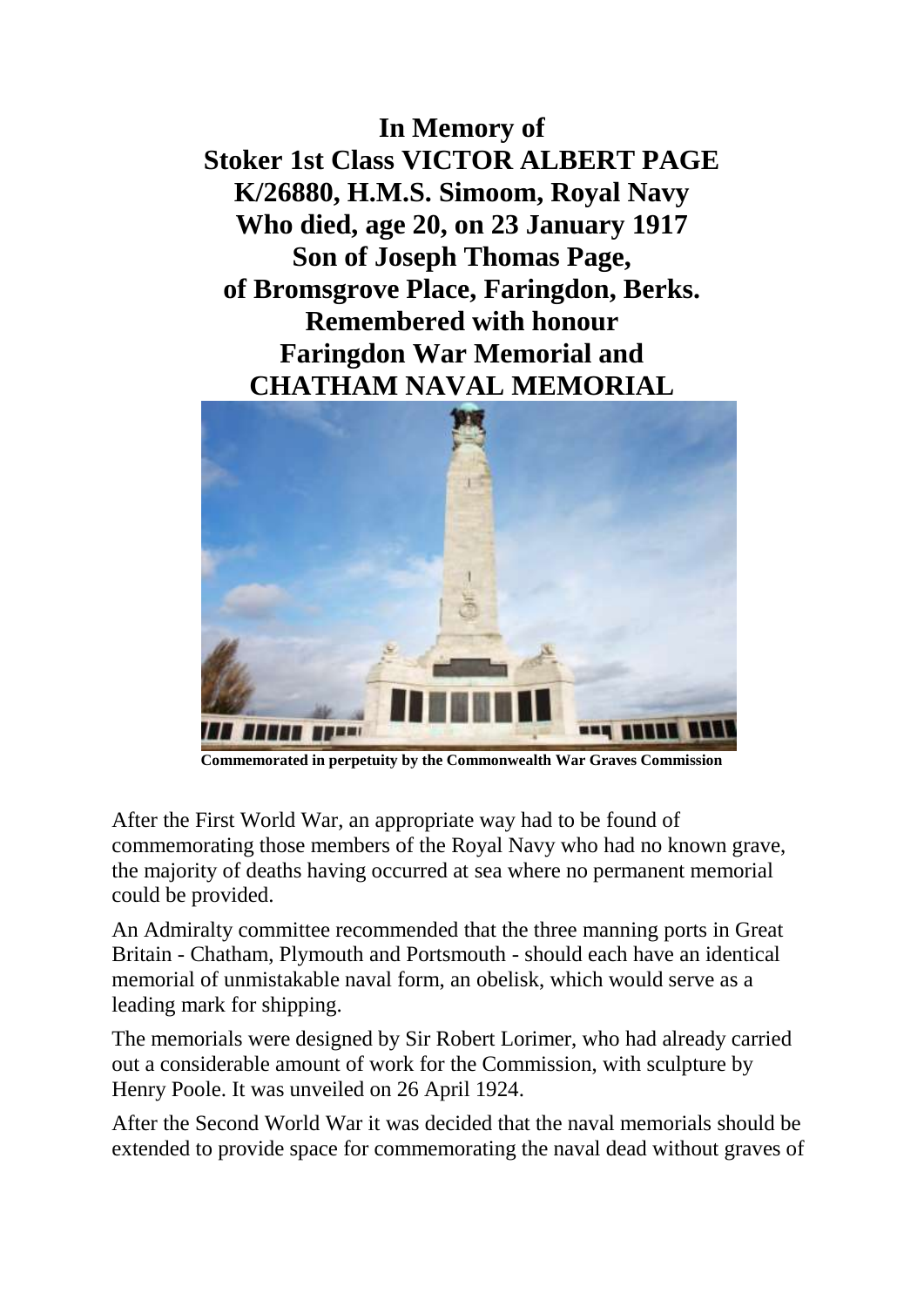**In Memory of**
**Stoker 1st Class VICTOR ALBERT PAGE**
**K/26880, H.M.S. Simoom, Royal Navy**
**Who died, age 20, on 23 January 1917**
**Son of Joseph Thomas Page,**
**of Bromsgrove Place, Faringdon, Berks.**
**Remembered with honour**
**Faringdon War Memorial and**
**CHATHAM NAVAL MEMORIAL**

**Commemorated in perpetuity by the Commonwealth War Graves Commission**

After the First World War, an appropriate way had to be found of commemorating those members of the Royal Navy who had no known grave, the majority of deaths having occurred at sea where no permanent memorial could be provided.

An Admiralty committee recommended that the three manning ports in Great Britain - Chatham, Plymouth and Portsmouth - should each have an identical memorial of unmistakable naval form, an obelisk, which would serve as a leading mark for shipping.

The memorials were designed by Sir Robert Lorimer, who had already carried out a considerable amount of work for the Commission, with sculpture by Henry Poole. It was unveiled on 26 April 1924.

After the Second World War it was decided that the naval memorials should be extended to provide space for commemorating the naval dead without graves of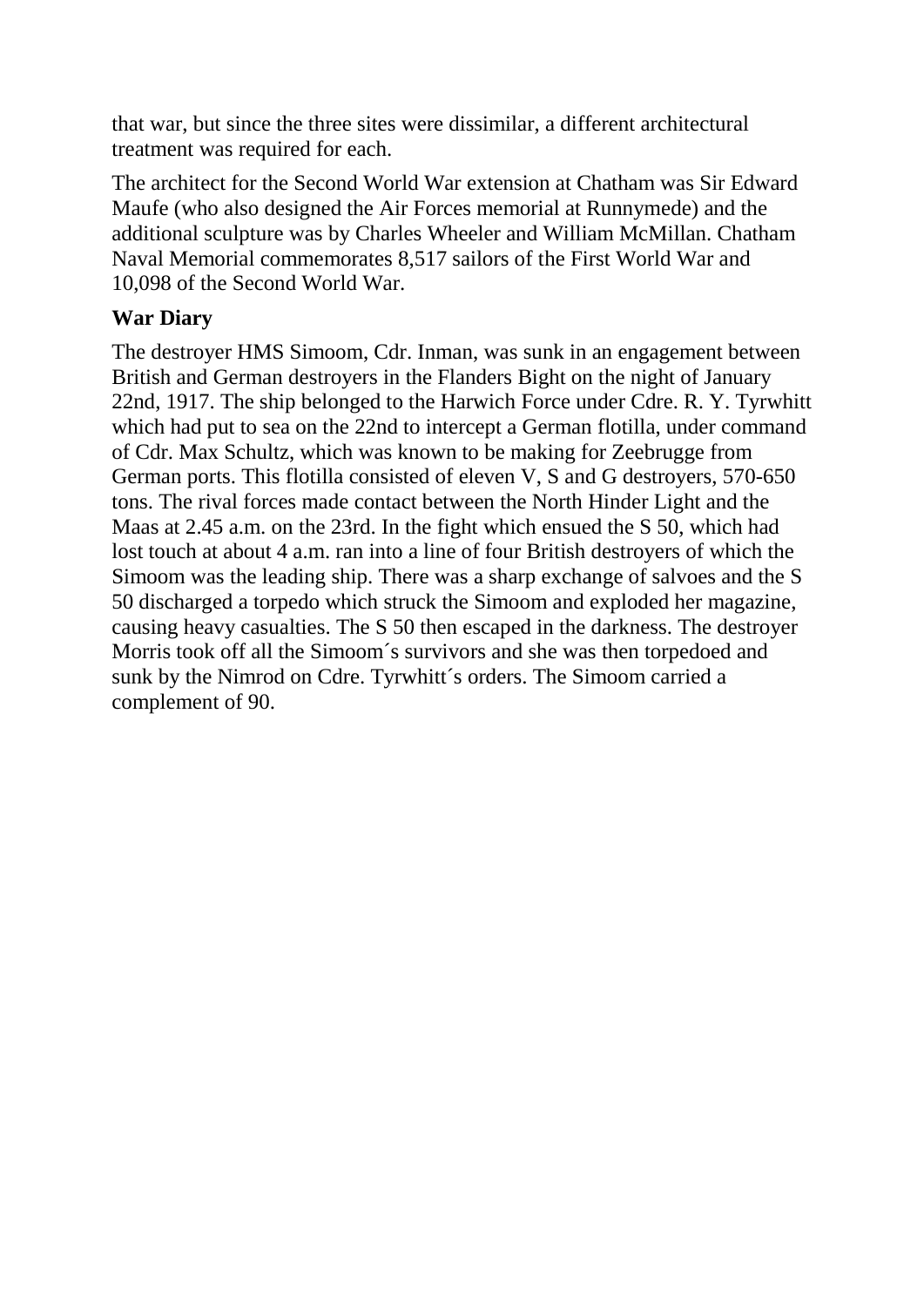that war, but since the three sites were dissimilar, a different architectural treatment was required for each.

The architect for the Second World War extension at Chatham was Sir Edward Maufe (who also designed the Air Forces memorial at Runnymede) and the additional sculpture was by Charles Wheeler and William McMillan. Chatham Naval Memorial commemorates 8,517 sailors of the First World War and 10,098 of the Second World War.

**War Diary**

The destroyer HMS Simoom, Cdr. Inman, was sunk in an engagement between British and German destroyers in the Flanders Bight on the night of January 22nd, 1917. The ship belonged to the Harwich Force under Cdre. R. Y. Tyrwhitt which had put to sea on the 22nd to intercept a German flotilla, under command of Cdr. Max Schultz, which was known to be making for Zeebrugge from German ports. This flotilla consisted of eleven V, S and G destroyers, 570-650 tons. The rival forces made contact between the North Hinder Light and the Maas at 2.45 a.m. on the 23rd. In the fight which ensued the S 50, which had lost touch at about 4 a.m. ran into a line of four British destroyers of which the Simoom was the leading ship. There was a sharp exchange of salvoes and the S 50 discharged a torpedo which struck the Simoom and exploded her magazine, causing heavy casualties. The S 50 then escaped in the darkness. The destroyer Morris took off all the Simoom´s survivors and she was then torpedoed and sunk by the Nimrod on Cdre. Tyrwhitt´s orders. The Simoom carried a complement of 90.